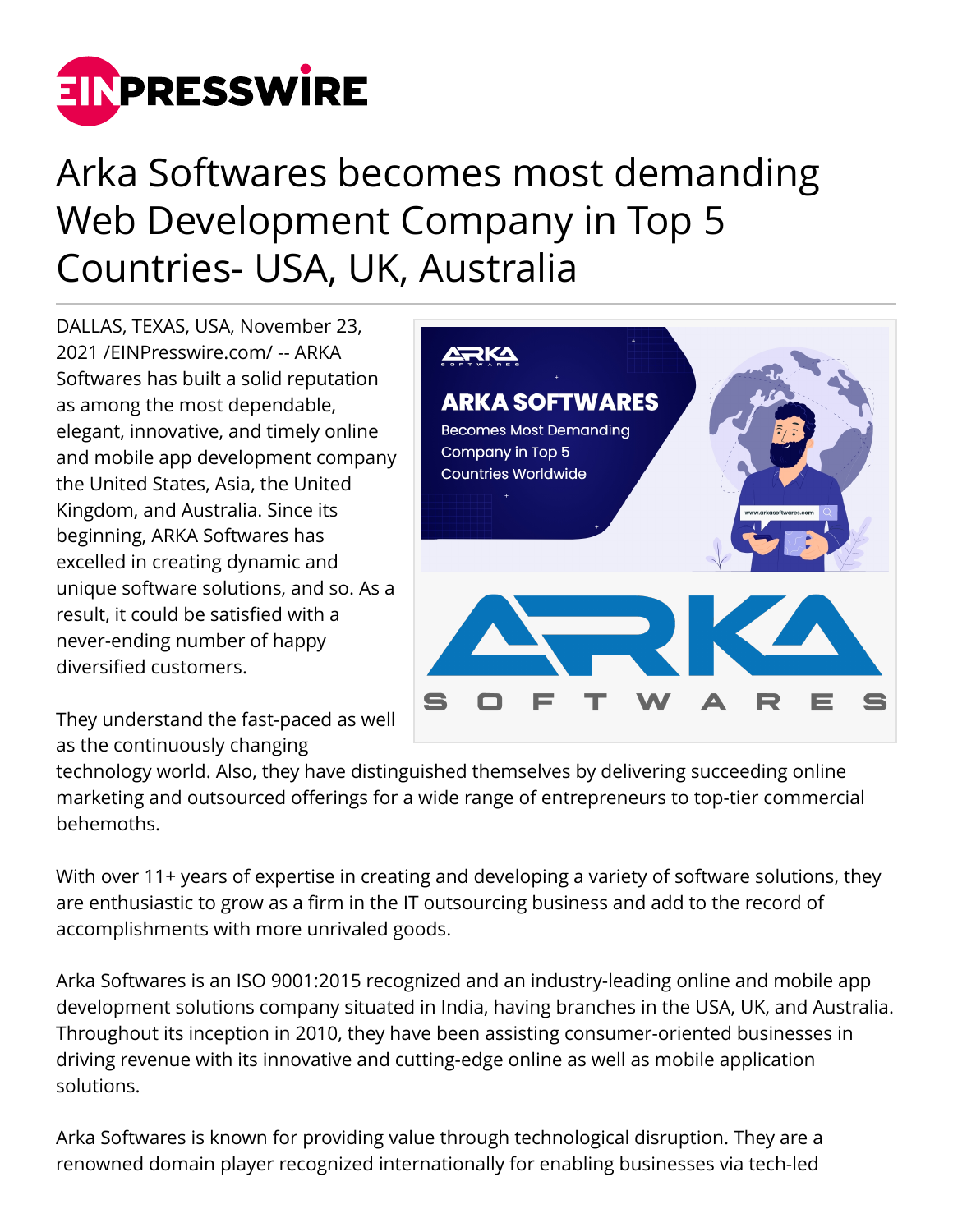# Arka Softwares becomes most demanding Web Development Company in Top 5 Countries- USA, UK, Australia

DALLAS, TEXAS, USA, November 23, 2021 /EINPresswire.com/ -- ARKA Softwares has built a solid reputation as among the most dependable, elegant, innovative, and timely online and mobile app development company the United States, Asia, the United Kingdom, and Australia. Since its beginning, ARKA Softwares has excelled in creating dynamic and unique software solutions, and so. As a result, it could be satisfied with a never-ending number of happy diversified customers.

They understand the fast-paced as well as the continuously changing technology world. Also, they have distinguished themselves by delivering succeeding online marketing and outsourced offerings for a wide range of entrepreneurs to top-tier commercial behemoths.

With over 11+ years of expertise in creating and developing a variety of software solutions, they are enthusiastic to grow as a firm in the IT outsourcing business and add to the record of accomplishments with more unrivaled goods.

Arka Softwares is an ISO 9001:2015 recognized and an industry-leading online and mobile app development solutions company situated in India, having branches in the USA, UK, and Australia. Throughout its inception in 2010, they have been assisting consumer-oriented businesses in driving revenue with its innovative and cutting-edge online as well as mobile application solutions.

Arka Softwares is known for providing value through technological disruption. They are a renowned domain player recognized internationally for enabling businesses via tech-led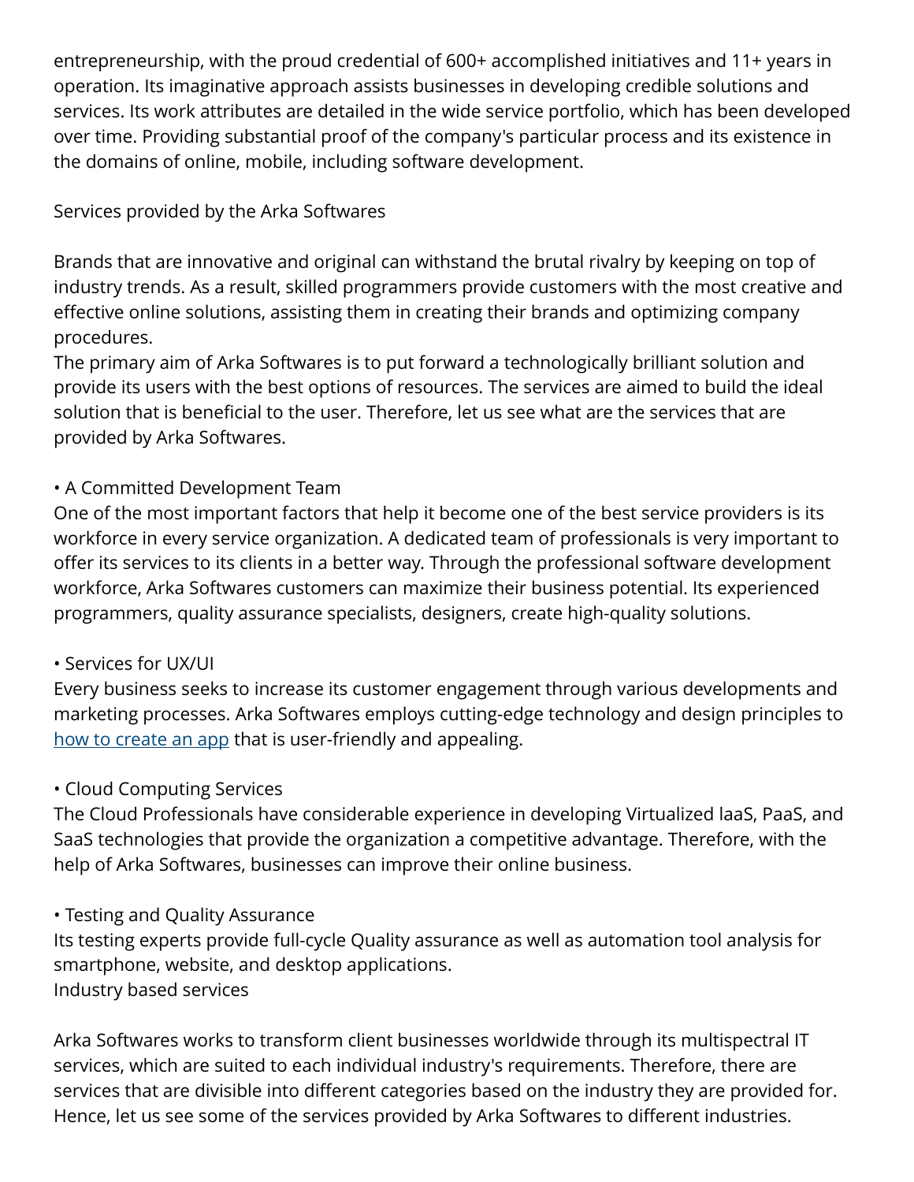entrepreneurship, with the proud credential of 600+ accomplished initiatives and 11+ years in operation. Its imaginative approach assists businesses in developing credible solutions and services. Its work attributes are detailed in the wide service portfolio, which has been developed over time. Providing substantial proof of the company's particular process and its existence in the domains of online, mobile, including software development.

## Services provided by the Arka Softwares

Brands that are innovative and original can withstand the brutal rivalry by keeping on top of industry trends. As a result, skilled programmers provide customers with the most creative and effective online solutions, assisting them in creating their brands and optimizing company procedures.
The primary aim of Arka Softwares is to put forward a technologically brilliant solution and provide its users with the best options of resources. The services are aimed to build the ideal solution that is beneficial to the user. Therefore, let us see what are the services that are provided by Arka Softwares.

• A Committed Development Team
One of the most important factors that help it become one of the best service providers is its workforce in every service organization. A dedicated team of professionals is very important to offer its services to its clients in a better way. Through the professional software development workforce, Arka Softwares customers can maximize their business potential. Its experienced programmers, quality assurance specialists, designers, create high-quality solutions.

• Services for UX/UI
Every business seeks to increase its customer engagement through various developments and marketing processes. Arka Softwares employs cutting-edge technology and design principles to how to create an app that is user-friendly and appealing.

• Cloud Computing Services
The Cloud Professionals have considerable experience in developing Virtualized IaaS, PaaS, and SaaS technologies that provide the organization a competitive advantage. Therefore, with the help of Arka Softwares, businesses can improve their online business.

• Testing and Quality Assurance
Its testing experts provide full-cycle Quality assurance as well as automation tool analysis for smartphone, website, and desktop applications.

## Industry based services

Arka Softwares works to transform client businesses worldwide through its multispectral IT services, which are suited to each individual industry's requirements. Therefore, there are services that are divisible into different categories based on the industry they are provided for. Hence, let us see some of the services provided by Arka Softwares to different industries.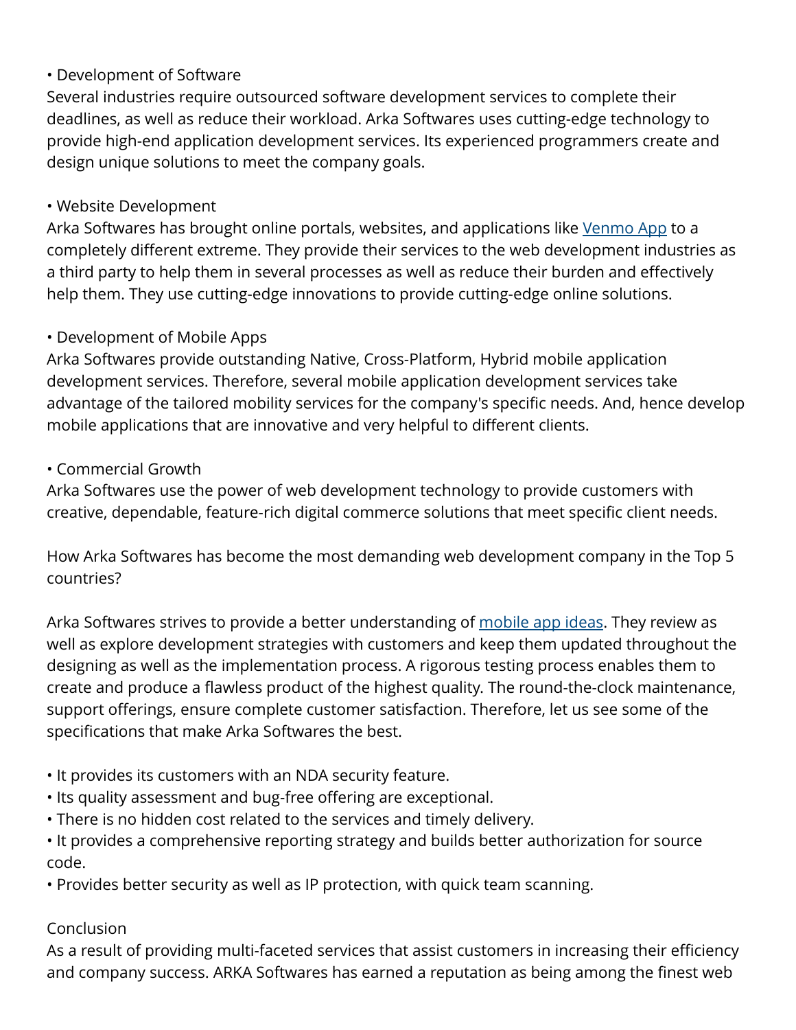• Development of Software

Several industries require outsourced software development services to complete their deadlines, as well as reduce their workload. Arka Softwares uses cutting-edge technology to provide high-end application development services. Its experienced programmers create and design unique solutions to meet the company goals.

• Website Development

Arka Softwares has brought online portals, websites, and applications like Venmo App to a completely different extreme. They provide their services to the web development industries as a third party to help them in several processes as well as reduce their burden and effectively help them. They use cutting-edge innovations to provide cutting-edge online solutions.

• Development of Mobile Apps

Arka Softwares provide outstanding Native, Cross-Platform, Hybrid mobile application development services. Therefore, several mobile application development services take advantage of the tailored mobility services for the company's specific needs. And, hence develop mobile applications that are innovative and very helpful to different clients.

• Commercial Growth

Arka Softwares use the power of web development technology to provide customers with creative, dependable, feature-rich digital commerce solutions that meet specific client needs.

How Arka Softwares has become the most demanding web development company in the Top 5 countries?

Arka Softwares strives to provide a better understanding of mobile app ideas. They review as well as explore development strategies with customers and keep them updated throughout the designing as well as the implementation process. A rigorous testing process enables them to create and produce a flawless product of the highest quality. The round-the-clock maintenance, support offerings, ensure complete customer satisfaction. Therefore, let us see some of the specifications that make Arka Softwares the best.

• It provides its customers with an NDA security feature.
• Its quality assessment and bug-free offering are exceptional.
• There is no hidden cost related to the services and timely delivery.
• It provides a comprehensive reporting strategy and builds better authorization for source code.
• Provides better security as well as IP protection, with quick team scanning.

Conclusion

As a result of providing multi-faceted services that assist customers in increasing their efficiency and company success. ARKA Softwares has earned a reputation as being among the finest web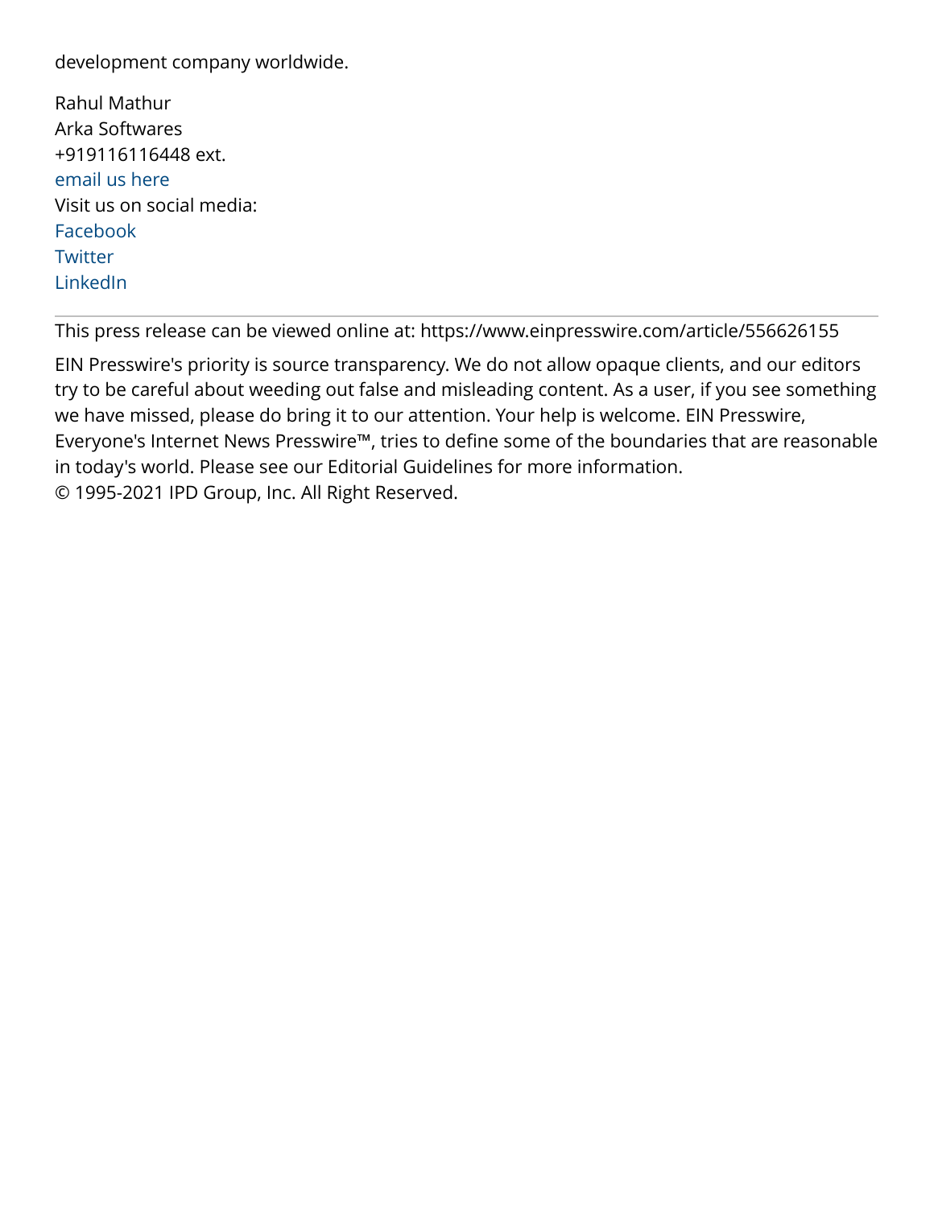development company worldwide.

Rahul Mathur
Arka Softwares
+919116116448 ext.
email us here
Visit us on social media:
Facebook
Twitter
LinkedIn

---

This press release can be viewed online at: https://www.einpresswire.com/article/556626155

EIN Presswire's priority is source transparency. We do not allow opaque clients, and our editors try to be careful about weeding out false and misleading content. As a user, if you see something we have missed, please do bring it to our attention. Your help is welcome. EIN Presswire, Everyone's Internet News Presswire™, tries to define some of the boundaries that are reasonable in today's world. Please see our Editorial Guidelines for more information.
© 1995-2021 IPD Group, Inc. All Right Reserved.